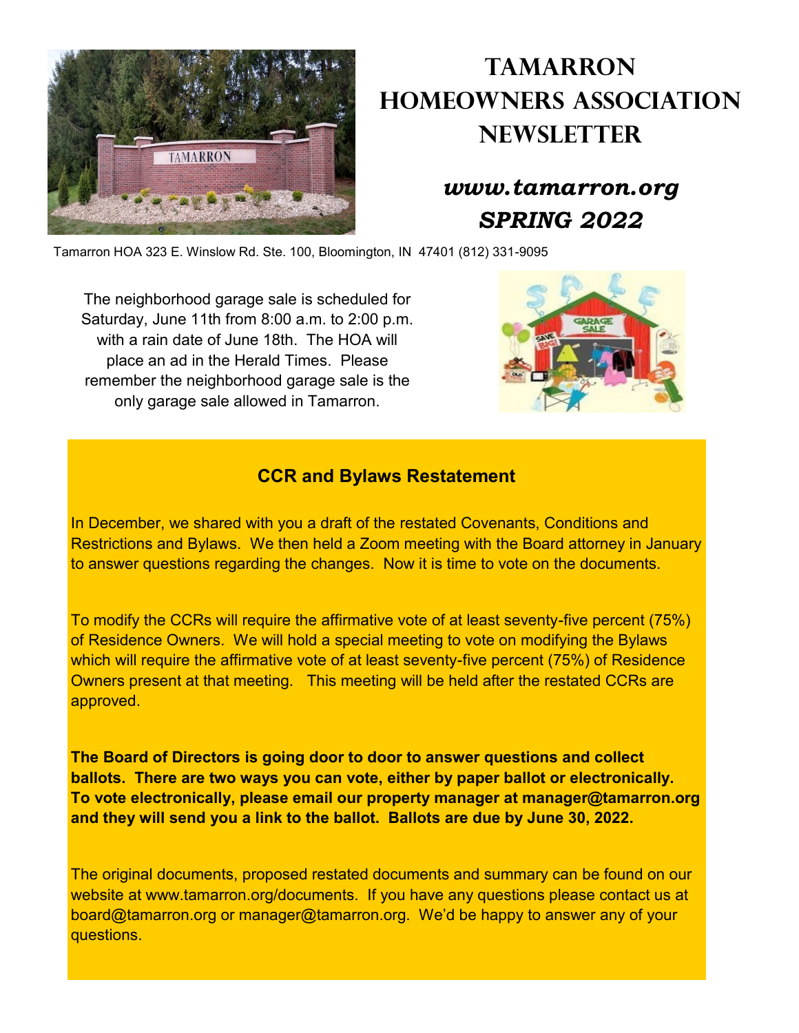# Tamarron Homeowners Association Newsletter

## *www.tamarron.org*
## *SPRING 2022*

Tamarron HOA 323 E. Winslow Rd. Ste. 100, Bloomington, IN 47401 (812) 331-9095

The neighborhood garage sale is scheduled for Saturday, June 11th from 8:00 a.m. to 2:00 p.m. with a rain date of June 18th. The HOA will place an ad in the Herald Times. Please remember the neighborhood garage sale is the only garage sale allowed in Tamarron.

### CCR and Bylaws Restatement

In December, we shared with you a draft of the restated Covenants, Conditions and Restrictions and Bylaws. We then held a Zoom meeting with the Board attorney in January to answer questions regarding the changes. Now it is time to vote on the documents.

To modify the CCRs will require the affirmative vote of at least seventy-five percent (75%) of Residence Owners. We will hold a special meeting to vote on modifying the Bylaws which will require the affirmative vote of at least seventy-five percent (75%) of Residence Owners present at that meeting. This meeting will be held after the restated CCRs are approved.

**The Board of Directors is going door to door to answer questions and collect ballots. There are two ways you can vote, either by paper ballot or electronically. To vote electronically, please email our property manager at manager@tamarron.org and they will send you a link to the ballot. Ballots are due by June 30, 2022.**

The original documents, proposed restated documents and summary can be found on our website at www.tamarron.org/documents. If you have any questions please contact us at board@tamarron.org or manager@tamarron.org. We'd be happy to answer any of your questions.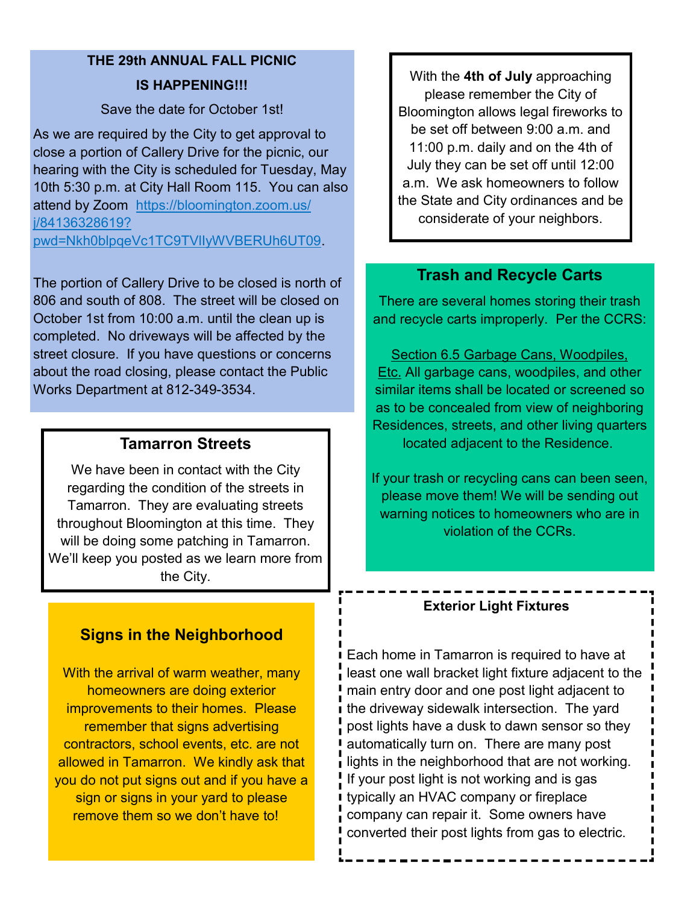**THE 29th ANNUAL FALL PICNIC**

**IS HAPPENING!!!**

Save the date for October 1st!

As we are required by the City to get approval to close a portion of Callery Drive for the picnic, our hearing with the City is scheduled for Tuesday, May 10th 5:30 p.m. at City Hall Room 115. You can also attend by Zoom https://bloomington.zoom.us/j/84136328619?pwd=Nkh0blpqeVc1TC9TVlIyWVBERUh6UT09.

The portion of Callery Drive to be closed is north of 806 and south of 808. The street will be closed on October 1st from 10:00 a.m. until the clean up is completed. No driveways will be affected by the street closure. If you have questions or concerns about the road closing, please contact the Public Works Department at 812-349-3534.

## Tamarron Streets

We have been in contact with the City regarding the condition of the streets in Tamarron. They are evaluating streets throughout Bloomington at this time. They will be doing some patching in Tamarron. We'll keep you posted as we learn more from the City.

## Signs in the Neighborhood

With the arrival of warm weather, many homeowners are doing exterior improvements to their homes. Please remember that signs advertising contractors, school events, etc. are not allowed in Tamarron. We kindly ask that you do not put signs out and if you have a sign or signs in your yard to please remove them so we don't have to!

With the **4th of July** approaching please remember the City of Bloomington allows legal fireworks to be set off between 9:00 a.m. and 11:00 p.m. daily and on the 4th of July they can be set off until 12:00 a.m. We ask homeowners to follow the State and City ordinances and be considerate of your neighbors.

## Trash and Recycle Carts

There are several homes storing their trash and recycle carts improperly. Per the CCRS:

Section 6.5 Garbage Cans, Woodpiles, Etc. All garbage cans, woodpiles, and other similar items shall be located or screened so as to be concealed from view of neighboring Residences, streets, and other living quarters located adjacent to the Residence.

If your trash or recycling cans can been seen, please move them! We will be sending out warning notices to homeowners who are in violation of the CCRs.

**Exterior Light Fixtures**

Each home in Tamarron is required to have at least one wall bracket light fixture adjacent to the main entry door and one post light adjacent to the driveway sidewalk intersection. The yard post lights have a dusk to dawn sensor so they automatically turn on. There are many post lights in the neighborhood that are not working. If your post light is not working and is gas typically an HVAC company or fireplace company can repair it. Some owners have converted their post lights from gas to electric.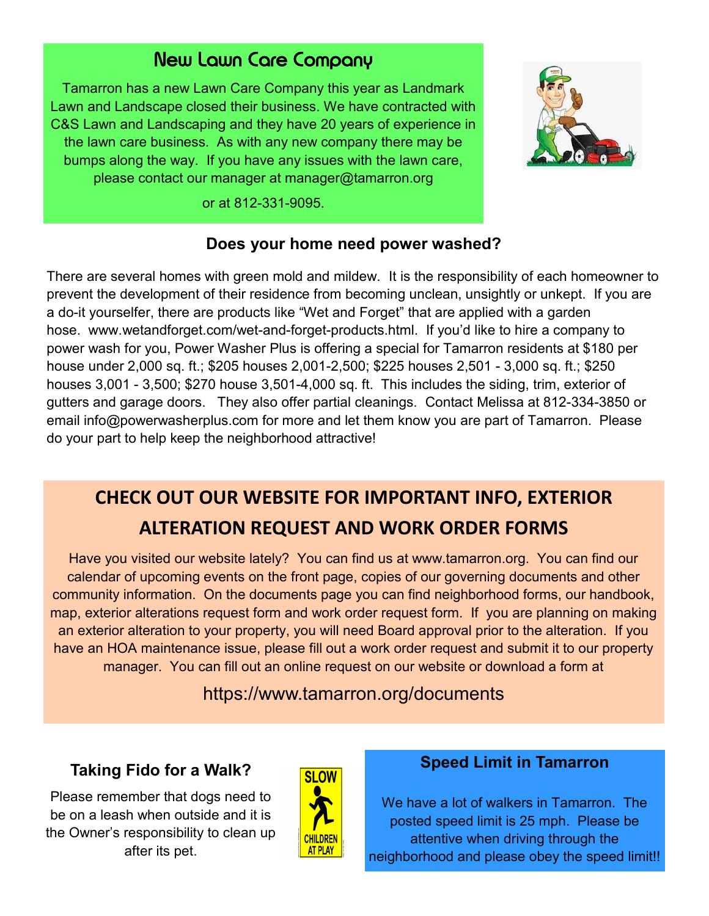## New Lawn Care Company

Tamarron has a new Lawn Care Company this year as Landmark Lawn and Landscape closed their business. We have contracted with C&S Lawn and Landscaping and they have 20 years of experience in the lawn care business. As with any new company there may be bumps along the way. If you have any issues with the lawn care, please contact our manager at manager@tamarron.org

or at 812-331-9095.

### Does your home need power washed?

There are several homes with green mold and mildew. It is the responsibility of each homeowner to prevent the development of their residence from becoming unclean, unsightly or unkept. If you are a do-it yourselfer, there are products like "Wet and Forget" that are applied with a garden hose. www.wetandforget.com/wet-and-forget-products.html. If you'd like to hire a company to power wash for you, Power Washer Plus is offering a special for Tamarron residents at $180 per house under 2,000 sq. ft.; $205 houses 2,001-2,500; $225 houses 2,501 - 3,000 sq. ft.; $250 houses 3,001 - 3,500; $270 house 3,501-4,000 sq. ft. This includes the siding, trim, exterior of gutters and garage doors. They also offer partial cleanings. Contact Melissa at 812-334-3850 or email info@powerwasherplus.com for more and let them know you are part of Tamarron. Please do your part to help keep the neighborhood attractive!

## CHECK OUT OUR WEBSITE FOR IMPORTANT INFO, EXTERIOR ALTERATION REQUEST AND WORK ORDER FORMS

Have you visited our website lately? You can find us at www.tamarron.org. You can find our calendar of upcoming events on the front page, copies of our governing documents and other community information. On the documents page you can find neighborhood forms, our handbook, map, exterior alterations request form and work order request form. If you are planning on making an exterior alteration to your property, you will need Board approval prior to the alteration. If you have an HOA maintenance issue, please fill out a work order request and submit it to our property manager. You can fill out an online request on our website or download a form at

https://www.tamarron.org/documents

### Taking Fido for a Walk?

Please remember that dogs need to be on a leash when outside and it is the Owner's responsibility to clean up after its pet.

### Speed Limit in Tamarron

We have a lot of walkers in Tamarron. The posted speed limit is 25 mph. Please be attentive when driving through the neighborhood and please obey the speed limit!!